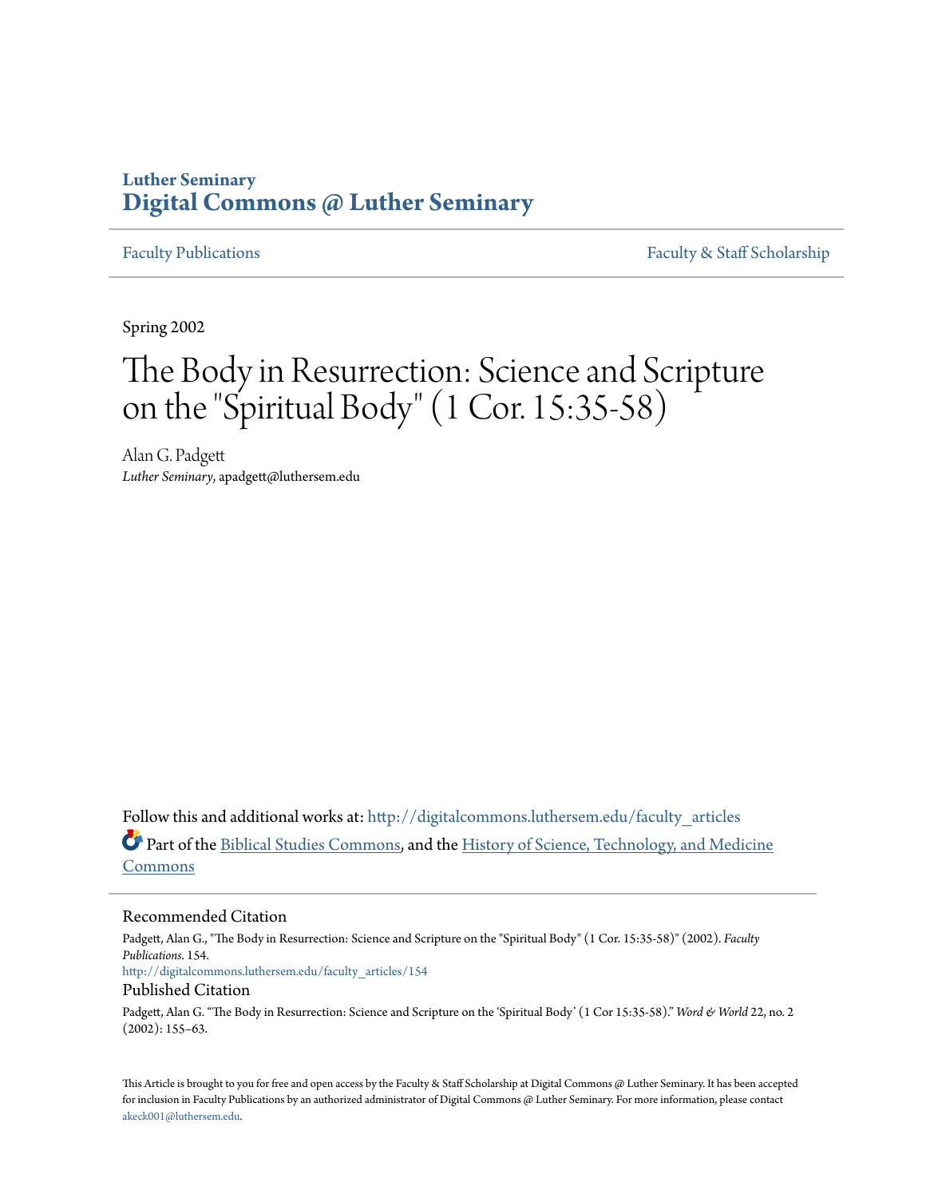**Luther Seminary**
**Digital Commons @ Luther Seminary**

Faculty Publications | Faculty & Staff Scholarship

Spring 2002

# The Body in Resurrection: Science and Scripture on the "Spiritual Body" (1 Cor. 15:35-58)

Alan G. Padgett
*Luther Seminary*, apadgett@luthersem.edu

Follow this and additional works at: http://digitalcommons.luthersem.edu/faculty_articles

Part of the Biblical Studies Commons, and the History of Science, Technology, and Medicine Commons

## Recommended Citation

Padgett, Alan G., "The Body in Resurrection: Science and Scripture on the "Spiritual Body" (1 Cor. 15:35-58)" (2002). *Faculty Publications*. 154.
http://digitalcommons.luthersem.edu/faculty_articles/154

## Published Citation

Padgett, Alan G. "The Body in Resurrection: Science and Scripture on the 'Spiritual Body' (1 Cor 15:35-58)." *Word & World* 22, no. 2 (2002): 155–63.

This Article is brought to you for free and open access by the Faculty & Staff Scholarship at Digital Commons @ Luther Seminary. It has been accepted for inclusion in Faculty Publications by an authorized administrator of Digital Commons @ Luther Seminary. For more information, please contact akeck001@luthersem.edu.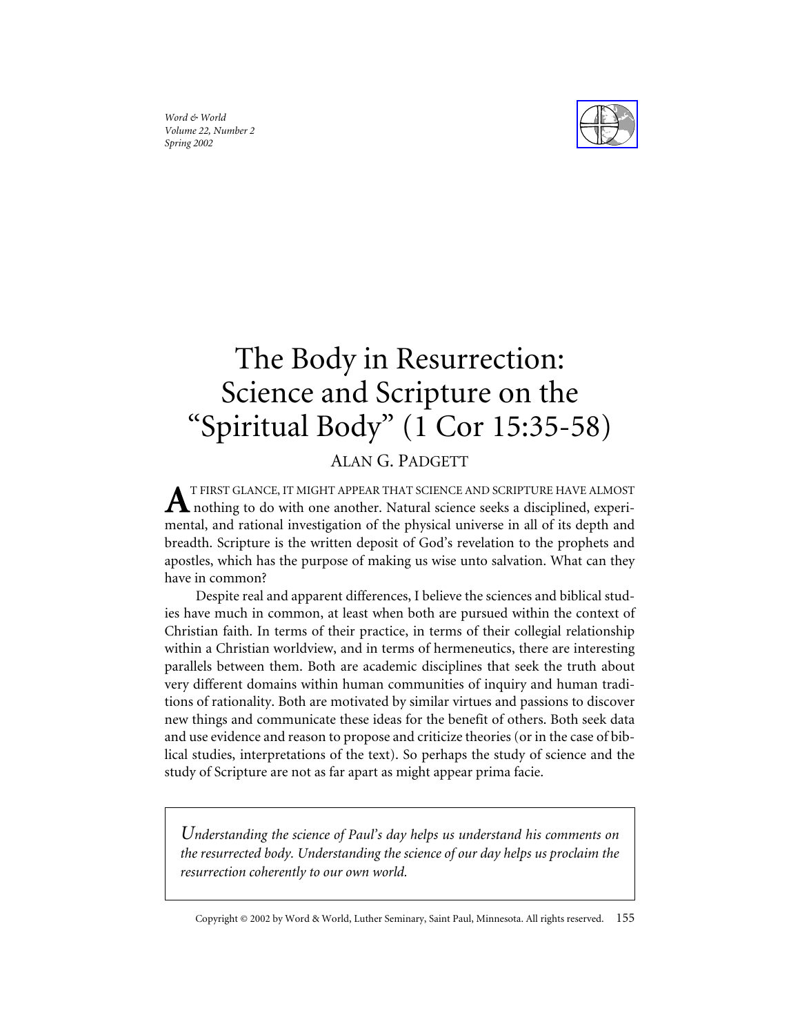# The Body in Resurrection: Science and Scripture on the "Spiritual Body" (1 Cor 15:35-58)

ALAN G. PADGETT

At first glance, it might appear that science and scripture have almost nothing to do with one another. Natural science seeks a disciplined, experimental, and rational investigation of the physical universe in all of its depth and breadth. Scripture is the written deposit of God's revelation to the prophets and apostles, which has the purpose of making us wise unto salvation. What can they have in common?

Despite real and apparent differences, I believe the sciences and biblical studies have much in common, at least when both are pursued within the context of Christian faith. In terms of their practice, in terms of their collegial relationship within a Christian worldview, and in terms of hermeneutics, there are interesting parallels between them. Both are academic disciplines that seek the truth about very different domains within human communities of inquiry and human traditions of rationality. Both are motivated by similar virtues and passions to discover new things and communicate these ideas for the benefit of others. Both seek data and use evidence and reason to propose and criticize theories (or in the case of biblical studies, interpretations of the text). So perhaps the study of science and the study of Scripture are not as far apart as might appear prima facie.

*Understanding the science of Paul's day helps us understand his comments on the resurrected body. Understanding the science of our day helps us proclaim the resurrection coherently to our own world.*

Copyright © 2002 by Word & World, Luther Seminary, Saint Paul, Minnesota. All rights reserved.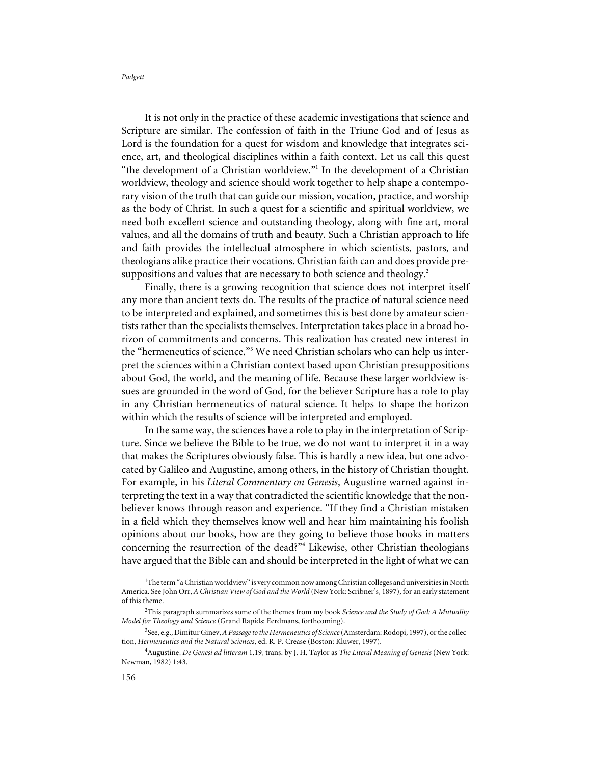It is not only in the practice of these academic investigations that science and Scripture are similar. The confession of faith in the Triune God and of Jesus as Lord is the foundation for a quest for wisdom and knowledge that integrates science, art, and theological disciplines within a faith context. Let us call this quest "the development of a Christian worldview."[1] In the development of a Christian worldview, theology and science should work together to help shape a contemporary vision of the truth that can guide our mission, vocation, practice, and worship as the body of Christ. In such a quest for a scientific and spiritual worldview, we need both excellent science and outstanding theology, along with fine art, moral values, and all the domains of truth and beauty. Such a Christian approach to life and faith provides the intellectual atmosphere in which scientists, pastors, and theologians alike practice their vocations. Christian faith can and does provide presuppositions and values that are necessary to both science and theology.[2]

Finally, there is a growing recognition that science does not interpret itself any more than ancient texts do. The results of the practice of natural science need to be interpreted and explained, and sometimes this is best done by amateur scientists rather than the specialists themselves. Interpretation takes place in a broad horizon of commitments and concerns. This realization has created new interest in the "hermeneutics of science."[3] We need Christian scholars who can help us interpret the sciences within a Christian context based upon Christian presuppositions about God, the world, and the meaning of life. Because these larger worldview issues are grounded in the word of God, for the believer Scripture has a role to play in any Christian hermeneutics of natural science. It helps to shape the horizon within which the results of science will be interpreted and employed.

In the same way, the sciences have a role to play in the interpretation of Scripture. Since we believe the Bible to be true, we do not want to interpret it in a way that makes the Scriptures obviously false. This is hardly a new idea, but one advocated by Galileo and Augustine, among others, in the history of Christian thought. For example, in his *Literal Commentary on Genesis*, Augustine warned against interpreting the text in a way that contradicted the scientific knowledge that the nonbeliever knows through reason and experience. "If they find a Christian mistaken in a field which they themselves know well and hear him maintaining his foolish opinions about our books, how are they going to believe those books in matters concerning the resurrection of the dead?"[4] Likewise, other Christian theologians have argued that the Bible can and should be interpreted in the light of what we can

[1] The term "a Christian worldview" is very common now among Christian colleges and universities in North America. See John Orr, *A Christian View of God and the World* (New York: Scribner's, 1897), for an early statement of this theme.

[2] This paragraph summarizes some of the themes from my book *Science and the Study of God: A Mutuality Model for Theology and Science* (Grand Rapids: Eerdmans, forthcoming).

[3] See, e.g., Dimitur Ginev, *A Passage to the Hermeneutics of Science* (Amsterdam: Rodopi, 1997), or the collection, *Hermeneutics and the Natural Sciences*, ed. R. P. Crease (Boston: Kluwer, 1997).

[4] Augustine, *De Genesi ad litteram* 1.19, trans. by J. H. Taylor as *The Literal Meaning of Genesis* (New York: Newman, 1982) 1:43.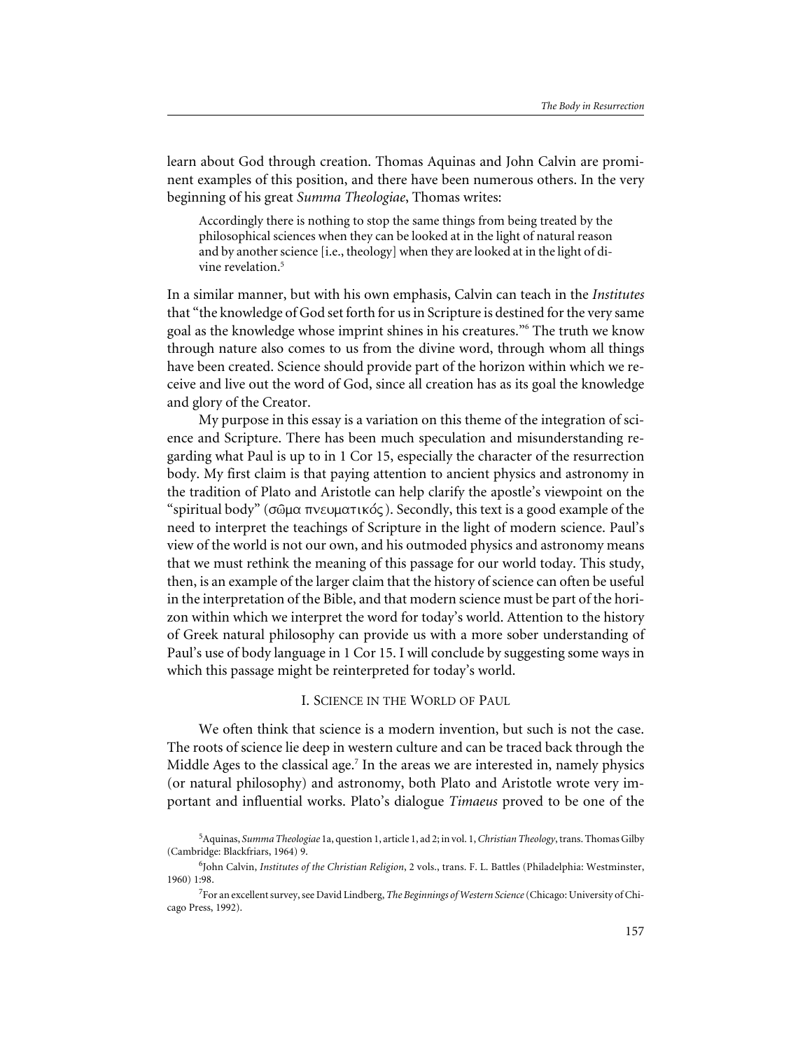learn about God through creation. Thomas Aquinas and John Calvin are prominent examples of this position, and there have been numerous others. In the very beginning of his great *Summa Theologiae*, Thomas writes:

> Accordingly there is nothing to stop the same things from being treated by the philosophical sciences when they can be looked at in the light of natural reason and by another science [i.e., theology] when they are looked at in the light of divine revelation.[5]

In a similar manner, but with his own emphasis, Calvin can teach in the *Institutes* that "the knowledge of God set forth for us in Scripture is destined for the very same goal as the knowledge whose imprint shines in his creatures."[6] The truth we know through nature also comes to us from the divine word, through whom all things have been created. Science should provide part of the horizon within which we receive and live out the word of God, since all creation has as its goal the knowledge and glory of the Creator.

My purpose in this essay is a variation on this theme of the integration of science and Scripture. There has been much speculation and misunderstanding regarding what Paul is up to in 1 Cor 15, especially the character of the resurrection body. My first claim is that paying attention to ancient physics and astronomy in the tradition of Plato and Aristotle can help clarify the apostle's viewpoint on the "spiritual body" (σῶμα πνευματικός). Secondly, this text is a good example of the need to interpret the teachings of Scripture in the light of modern science. Paul's view of the world is not our own, and his outmoded physics and astronomy means that we must rethink the meaning of this passage for our world today. This study, then, is an example of the larger claim that the history of science can often be useful in the interpretation of the Bible, and that modern science must be part of the horizon within which we interpret the word for today's world. Attention to the history of Greek natural philosophy can provide us with a more sober understanding of Paul's use of body language in 1 Cor 15. I will conclude by suggesting some ways in which this passage might be reinterpreted for today's world.

## I. Science in the World of Paul

We often think that science is a modern invention, but such is not the case. The roots of science lie deep in western culture and can be traced back through the Middle Ages to the classical age.[7] In the areas we are interested in, namely physics (or natural philosophy) and astronomy, both Plato and Aristotle wrote very important and influential works. Plato's dialogue *Timaeus* proved to be one of the

---

[5] Aquinas, *Summa Theologiae* 1a, question 1, article 1, ad 2; in vol. 1, *Christian Theology*, trans. Thomas Gilby (Cambridge: Blackfriars, 1964) 9.

[6] John Calvin, *Institutes of the Christian Religion*, 2 vols., trans. F. L. Battles (Philadelphia: Westminster, 1960) 1:98.

[7] For an excellent survey, see David Lindberg, *The Beginnings of Western Science* (Chicago: University of Chicago Press, 1992).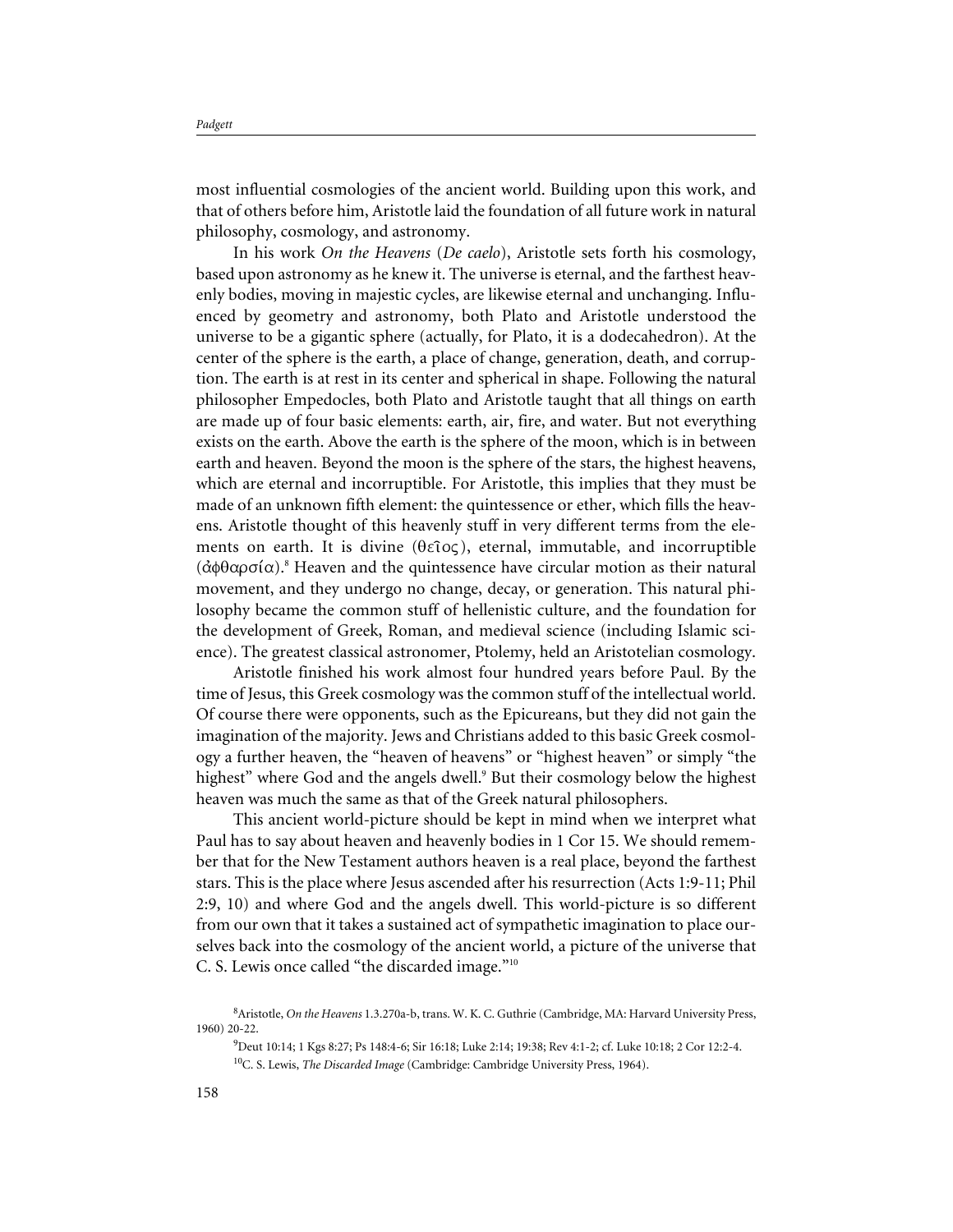most influential cosmologies of the ancient world. Building upon this work, and that of others before him, Aristotle laid the foundation of all future work in natural philosophy, cosmology, and astronomy.

In his work *On the Heavens* (*De caelo*), Aristotle sets forth his cosmology, based upon astronomy as he knew it. The universe is eternal, and the farthest heavenly bodies, moving in majestic cycles, are likewise eternal and unchanging. Influenced by geometry and astronomy, both Plato and Aristotle understood the universe to be a gigantic sphere (actually, for Plato, it is a dodecahedron). At the center of the sphere is the earth, a place of change, generation, death, and corruption. The earth is at rest in its center and spherical in shape. Following the natural philosopher Empedocles, both Plato and Aristotle taught that all things on earth are made up of four basic elements: earth, air, fire, and water. But not everything exists on the earth. Above the earth is the sphere of the moon, which is in between earth and heaven. Beyond the moon is the sphere of the stars, the highest heavens, which are eternal and incorruptible. For Aristotle, this implies that they must be made of an unknown fifth element: the quintessence or ether, which fills the heavens. Aristotle thought of this heavenly stuff in very different terms from the elements on earth. It is divine (θεῖος), eternal, immutable, and incorruptible (ἀφθαρσία).[8] Heaven and the quintessence have circular motion as their natural movement, and they undergo no change, decay, or generation. This natural philosophy became the common stuff of hellenistic culture, and the foundation for the development of Greek, Roman, and medieval science (including Islamic science). The greatest classical astronomer, Ptolemy, held an Aristotelian cosmology.

Aristotle finished his work almost four hundred years before Paul. By the time of Jesus, this Greek cosmology was the common stuff of the intellectual world. Of course there were opponents, such as the Epicureans, but they did not gain the imagination of the majority. Jews and Christians added to this basic Greek cosmology a further heaven, the "heaven of heavens" or "highest heaven" or simply "the highest" where God and the angels dwell.[9] But their cosmology below the highest heaven was much the same as that of the Greek natural philosophers.

This ancient world-picture should be kept in mind when we interpret what Paul has to say about heaven and heavenly bodies in 1 Cor 15. We should remember that for the New Testament authors heaven is a real place, beyond the farthest stars. This is the place where Jesus ascended after his resurrection (Acts 1:9-11; Phil 2:9, 10) and where God and the angels dwell. This world-picture is so different from our own that it takes a sustained act of sympathetic imagination to place ourselves back into the cosmology of the ancient world, a picture of the universe that C. S. Lewis once called "the discarded image."[10]

[8]Aristotle, *On the Heavens* 1.3.270a-b, trans. W. K. C. Guthrie (Cambridge, MA: Harvard University Press, 1960) 20-22.

[9]Deut 10:14; 1 Kgs 8:27; Ps 148:4-6; Sir 16:18; Luke 2:14; 19:38; Rev 4:1-2; cf. Luke 10:18; 2 Cor 12:2-4.

[10]C. S. Lewis, *The Discarded Image* (Cambridge: Cambridge University Press, 1964).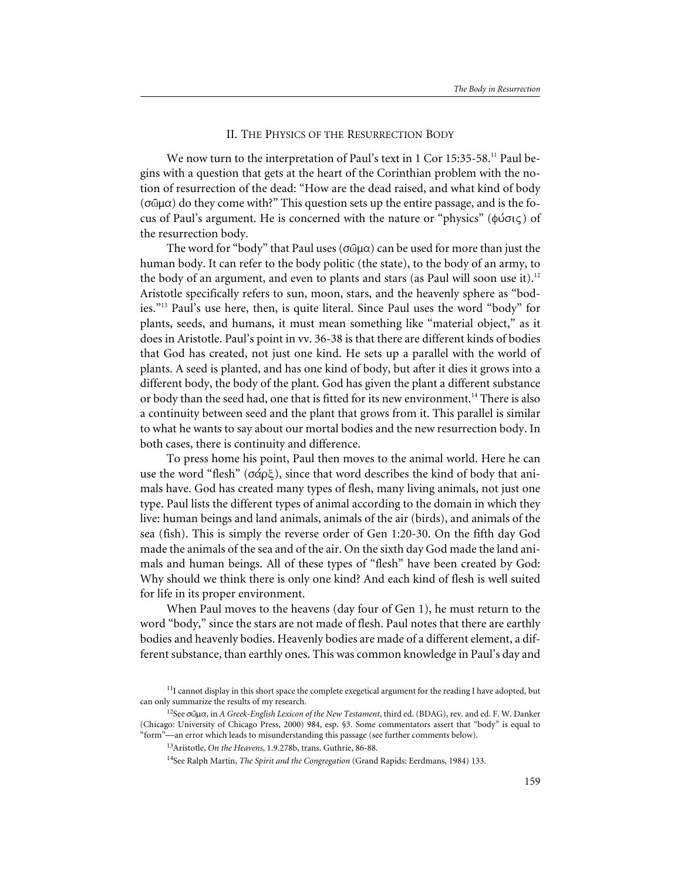## II. The Physics of the Resurrection Body

We now turn to the interpretation of Paul's text in 1 Cor 15:35-58.[11] Paul begins with a question that gets at the heart of the Corinthian problem with the notion of resurrection of the dead: "How are the dead raised, and what kind of body (σῶμα) do they come with?" This question sets up the entire passage, and is the focus of Paul's argument. He is concerned with the nature or "physics" (φύσις) of the resurrection body.

The word for "body" that Paul uses (σῶμα) can be used for more than just the human body. It can refer to the body politic (the state), to the body of an army, to the body of an argument, and even to plants and stars (as Paul will soon use it).[12] Aristotle specifically refers to sun, moon, stars, and the heavenly sphere as "bodies."[13] Paul's use here, then, is quite literal. Since Paul uses the word "body" for plants, seeds, and humans, it must mean something like "material object," as it does in Aristotle. Paul's point in vv. 36-38 is that there are different kinds of bodies that God has created, not just one kind. He sets up a parallel with the world of plants. A seed is planted, and has one kind of body, but after it dies it grows into a different body, the body of the plant. God has given the plant a different substance or body than the seed had, one that is fitted for its new environment.[14] There is also a continuity between seed and the plant that grows from it. This parallel is similar to what he wants to say about our mortal bodies and the new resurrection body. In both cases, there is continuity and difference.

To press home his point, Paul then moves to the animal world. Here he can use the word "flesh" (σάρξ), since that word describes the kind of body that animals have. God has created many types of flesh, many living animals, not just one type. Paul lists the different types of animal according to the domain in which they live: human beings and land animals, animals of the air (birds), and animals of the sea (fish). This is simply the reverse order of Gen 1:20-30. On the fifth day God made the animals of the sea and of the air. On the sixth day God made the land animals and human beings. All of these types of "flesh" have been created by God: Why should we think there is only one kind? And each kind of flesh is well suited for life in its proper environment.

When Paul moves to the heavens (day four of Gen 1), he must return to the word "body," since the stars are not made of flesh. Paul notes that there are earthly bodies and heavenly bodies. Heavenly bodies are made of a different element, a different substance, than earthly ones. This was common knowledge in Paul's day and

[11] I cannot display in this short space the complete exegetical argument for the reading I have adopted, but can only summarize the results of my research.

[12] See σῶμα, in *A Greek-English Lexicon of the New Testament*, third ed. (BDAG), rev. and ed. F. W. Danker (Chicago: University of Chicago Press, 2000) 984, esp. §3. Some commentators assert that "body" is equal to "form"—an error which leads to misunderstanding this passage (see further comments below).

[13] Aristotle, *On the Heavens*, 1.9.278b, trans. Guthrie, 86-88.

[14] See Ralph Martin, *The Spirit and the Congregation* (Grand Rapids: Eerdmans, 1984) 133.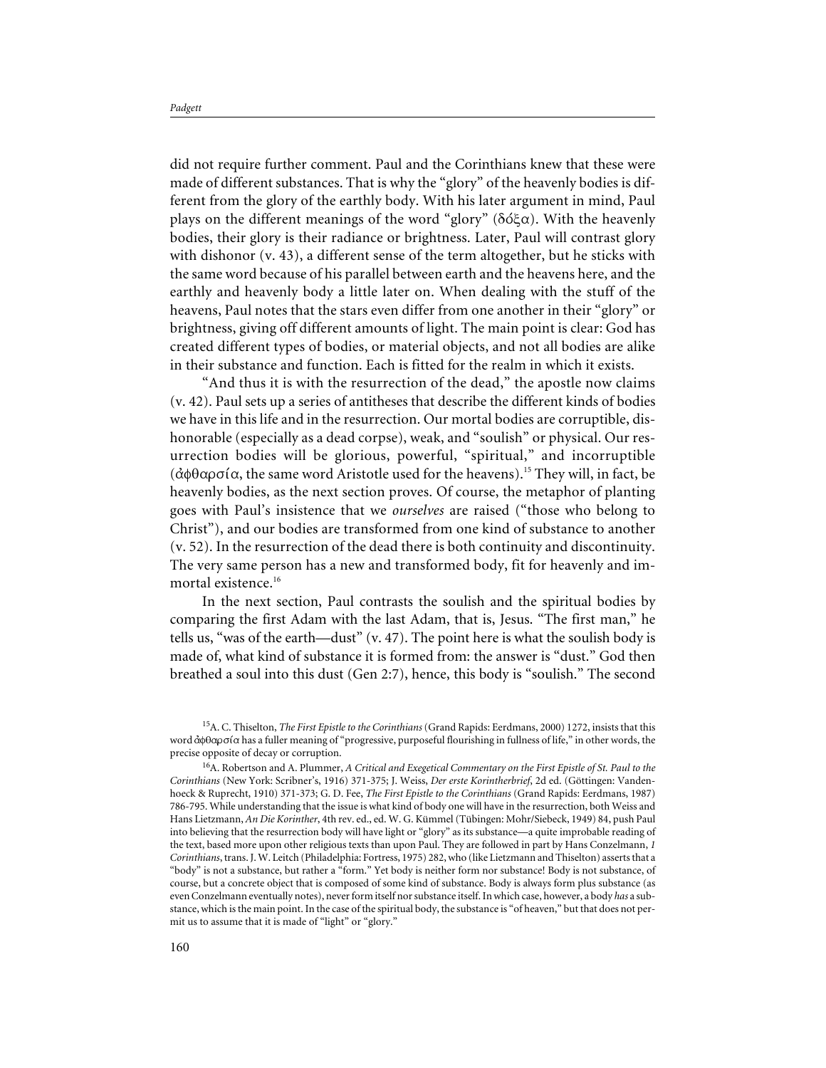did not require further comment. Paul and the Corinthians knew that these were made of different substances. That is why the "glory" of the heavenly bodies is different from the glory of the earthly body. With his later argument in mind, Paul plays on the different meanings of the word "glory" (δόξα). With the heavenly bodies, their glory is their radiance or brightness. Later, Paul will contrast glory with dishonor (v. 43), a different sense of the term altogether, but he sticks with the same word because of his parallel between earth and the heavens here, and the earthly and heavenly body a little later on. When dealing with the stuff of the heavens, Paul notes that the stars even differ from one another in their "glory" or brightness, giving off different amounts of light. The main point is clear: God has created different types of bodies, or material objects, and not all bodies are alike in their substance and function. Each is fitted for the realm in which it exists.

"And thus it is with the resurrection of the dead," the apostle now claims (v. 42). Paul sets up a series of antitheses that describe the different kinds of bodies we have in this life and in the resurrection. Our mortal bodies are corruptible, dishonorable (especially as a dead corpse), weak, and "soulish" or physical. Our resurrection bodies will be glorious, powerful, "spiritual," and incorruptible (ἀφθαρσία, the same word Aristotle used for the heavens).[15] They will, in fact, be heavenly bodies, as the next section proves. Of course, the metaphor of planting goes with Paul's insistence that we *ourselves* are raised ("those who belong to Christ"), and our bodies are transformed from one kind of substance to another (v. 52). In the resurrection of the dead there is both continuity and discontinuity. The very same person has a new and transformed body, fit for heavenly and immortal existence.[16]

In the next section, Paul contrasts the soulish and the spiritual bodies by comparing the first Adam with the last Adam, that is, Jesus. "The first man," he tells us, "was of the earth—dust" (v. 47). The point here is what the soulish body is made of, what kind of substance it is formed from: the answer is "dust." God then breathed a soul into this dust (Gen 2:7), hence, this body is "soulish." The second

---

[15] A. C. Thiselton, *The First Epistle to the Corinthians* (Grand Rapids: Eerdmans, 2000) 1272, insists that this word ἀφθαρσία has a fuller meaning of "progressive, purposeful flourishing in fullness of life," in other words, the precise opposite of decay or corruption.

[16] A. Robertson and A. Plummer, *A Critical and Exegetical Commentary on the First Epistle of St. Paul to the Corinthians* (New York: Scribner's, 1916) 371-375; J. Weiss, *Der erste Korintherbrief*, 2d ed. (Göttingen: Vandenhoeck & Ruprecht, 1910) 371-373; G. D. Fee, *The First Epistle to the Corinthians* (Grand Rapids: Eerdmans, 1987) 786-795. While understanding that the issue is what kind of body one will have in the resurrection, both Weiss and Hans Lietzmann, *An Die Korinther*, 4th rev. ed., ed. W. G. Kümmel (Tübingen: Mohr/Siebeck, 1949) 84, push Paul into believing that the resurrection body will have light or "glory" as its substance—a quite improbable reading of the text, based more upon other religious texts than upon Paul. They are followed in part by Hans Conzelmann, *1 Corinthians*, trans. J. W. Leitch (Philadelphia: Fortress, 1975) 282, who (like Lietzmann and Thiselton) asserts that a "body" is not a substance, but rather a "form." Yet body is neither form nor substance! Body is not substance, of course, but a concrete object that is composed of some kind of substance. Body is always form plus substance (as even Conzelmann eventually notes), never form itself nor substance itself. In which case, however, a body *has* a substance, which is the main point. In the case of the spiritual body, the substance is "of heaven," but that does not permit us to assume that it is made of "light" or "glory."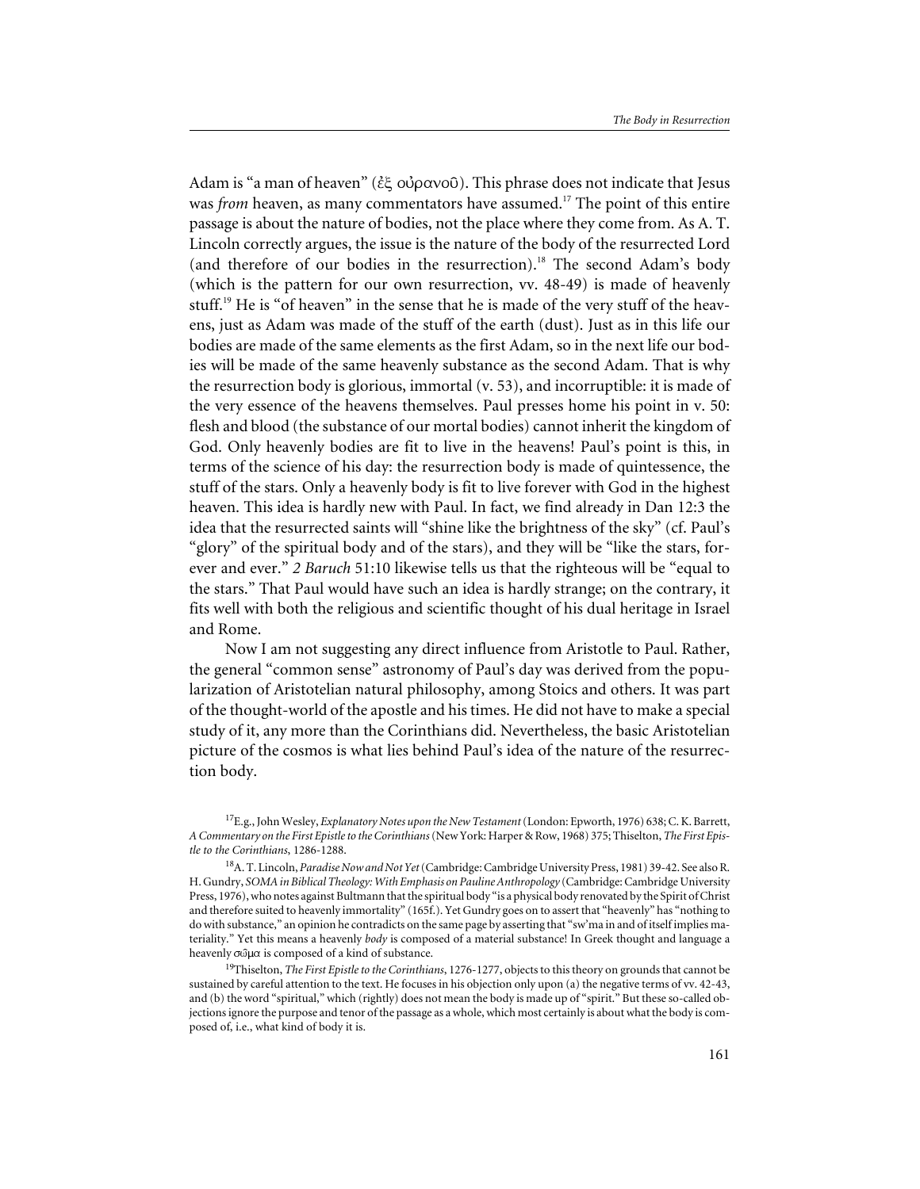Adam is "a man of heaven" (ἐξ οὐρανοῦ). This phrase does not indicate that Jesus was *from* heaven, as many commentators have assumed.[17] The point of this entire passage is about the nature of bodies, not the place where they come from. As A. T. Lincoln correctly argues, the issue is the nature of the body of the resurrected Lord (and therefore of our bodies in the resurrection).[18] The second Adam's body (which is the pattern for our own resurrection, vv. 48-49) is made of heavenly stuff.[19] He is "of heaven" in the sense that he is made of the very stuff of the heavens, just as Adam was made of the stuff of the earth (dust). Just as in this life our bodies are made of the same elements as the first Adam, so in the next life our bodies will be made of the same heavenly substance as the second Adam. That is why the resurrection body is glorious, immortal (v. 53), and incorruptible: it is made of the very essence of the heavens themselves. Paul presses home his point in v. 50: flesh and blood (the substance of our mortal bodies) cannot inherit the kingdom of God. Only heavenly bodies are fit to live in the heavens! Paul's point is this, in terms of the science of his day: the resurrection body is made of quintessence, the stuff of the stars. Only a heavenly body is fit to live forever with God in the highest heaven. This idea is hardly new with Paul. In fact, we find already in Dan 12:3 the idea that the resurrected saints will "shine like the brightness of the sky" (cf. Paul's "glory" of the spiritual body and of the stars), and they will be "like the stars, forever and ever." *2 Baruch* 51:10 likewise tells us that the righteous will be "equal to the stars." That Paul would have such an idea is hardly strange; on the contrary, it fits well with both the religious and scientific thought of his dual heritage in Israel and Rome.

Now I am not suggesting any direct influence from Aristotle to Paul. Rather, the general "common sense" astronomy of Paul's day was derived from the popularization of Aristotelian natural philosophy, among Stoics and others. It was part of the thought-world of the apostle and his times. He did not have to make a special study of it, any more than the Corinthians did. Nevertheless, the basic Aristotelian picture of the cosmos is what lies behind Paul's idea of the nature of the resurrection body.

[17]E.g., John Wesley, *Explanatory Notes upon the New Testament* (London: Epworth, 1976) 638; C. K. Barrett, *A Commentary on the First Epistle to the Corinthians* (New York: Harper & Row, 1968) 375; Thiselton, *The First Epistle to the Corinthians*, 1286-1288.

[18]A. T. Lincoln, *Paradise Now and Not Yet* (Cambridge: Cambridge University Press, 1981) 39-42. See also R. H. Gundry, *SOMA in Biblical Theology: With Emphasis on Pauline Anthropology* (Cambridge: Cambridge University Press, 1976), who notes against Bultmann that the spiritual body "is a physical body renovated by the Spirit of Christ and therefore suited to heavenly immortality" (165f.). Yet Gundry goes on to assert that "heavenly" has "nothing to do with substance," an opinion he contradicts on the same page by asserting that "sw'ma in and of itself implies materiality." Yet this means a heavenly *body* is composed of a material substance! In Greek thought and language a heavenly σῶμα is composed of a kind of substance.

[19]Thiselton, *The First Epistle to the Corinthians*, 1276-1277, objects to this theory on grounds that cannot be sustained by careful attention to the text. He focuses in his objection only upon (a) the negative terms of vv. 42-43, and (b) the word "spiritual," which (rightly) does not mean the body is made up of "spirit." But these so-called objections ignore the purpose and tenor of the passage as a whole, which most certainly is about what the body is composed of, i.e., what kind of body it is.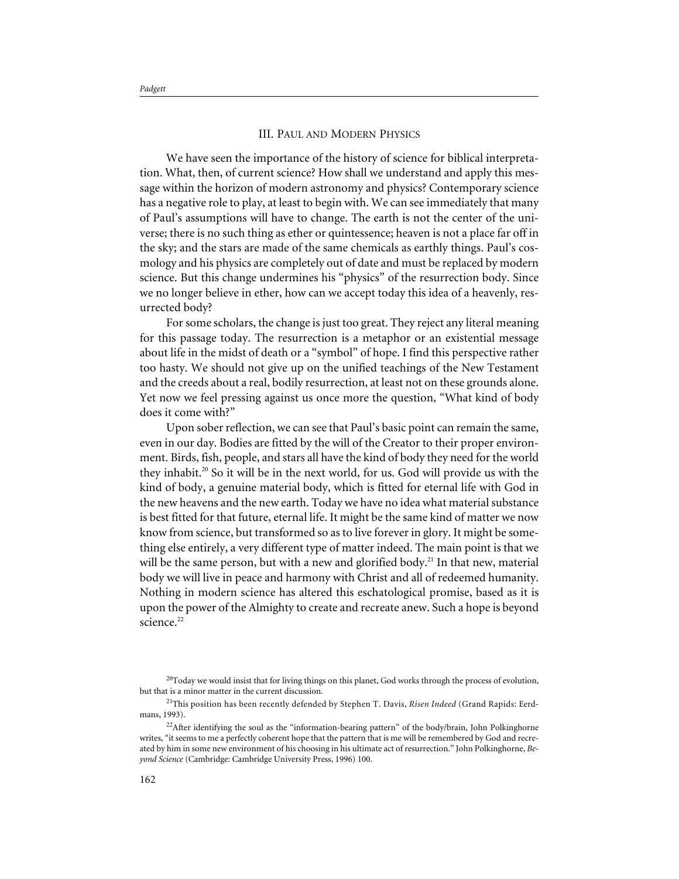## III. Paul and Modern Physics

We have seen the importance of the history of science for biblical interpretation. What, then, of current science? How shall we understand and apply this message within the horizon of modern astronomy and physics? Contemporary science has a negative role to play, at least to begin with. We can see immediately that many of Paul's assumptions will have to change. The earth is not the center of the universe; there is no such thing as ether or quintessence; heaven is not a place far off in the sky; and the stars are made of the same chemicals as earthly things. Paul's cosmology and his physics are completely out of date and must be replaced by modern science. But this change undermines his "physics" of the resurrection body. Since we no longer believe in ether, how can we accept today this idea of a heavenly, resurrected body?

For some scholars, the change is just too great. They reject any literal meaning for this passage today. The resurrection is a metaphor or an existential message about life in the midst of death or a "symbol" of hope. I find this perspective rather too hasty. We should not give up on the unified teachings of the New Testament and the creeds about a real, bodily resurrection, at least not on these grounds alone. Yet now we feel pressing against us once more the question, "What kind of body does it come with?"

Upon sober reflection, we can see that Paul's basic point can remain the same, even in our day. Bodies are fitted by the will of the Creator to their proper environment. Birds, fish, people, and stars all have the kind of body they need for the world they inhabit.[20] So it will be in the next world, for us. God will provide us with the kind of body, a genuine material body, which is fitted for eternal life with God in the new heavens and the new earth. Today we have no idea what material substance is best fitted for that future, eternal life. It might be the same kind of matter we now know from science, but transformed so as to live forever in glory. It might be something else entirely, a very different type of matter indeed. The main point is that we will be the same person, but with a new and glorified body.[21] In that new, material body we will live in peace and harmony with Christ and all of redeemed humanity. Nothing in modern science has altered this eschatological promise, based as it is upon the power of the Almighty to create and recreate anew. Such a hope is beyond science.[22]

[20]Today we would insist that for living things on this planet, God works through the process of evolution, but that is a minor matter in the current discussion.

[21]This position has been recently defended by Stephen T. Davis, *Risen Indeed* (Grand Rapids: Eerdmans, 1993).

[22]After identifying the soul as the "information-bearing pattern" of the body/brain, John Polkinghorne writes, "it seems to me a perfectly coherent hope that the pattern that is me will be remembered by God and recreated by him in some new environment of his choosing in his ultimate act of resurrection." John Polkinghorne, *Beyond Science* (Cambridge: Cambridge University Press, 1996) 100.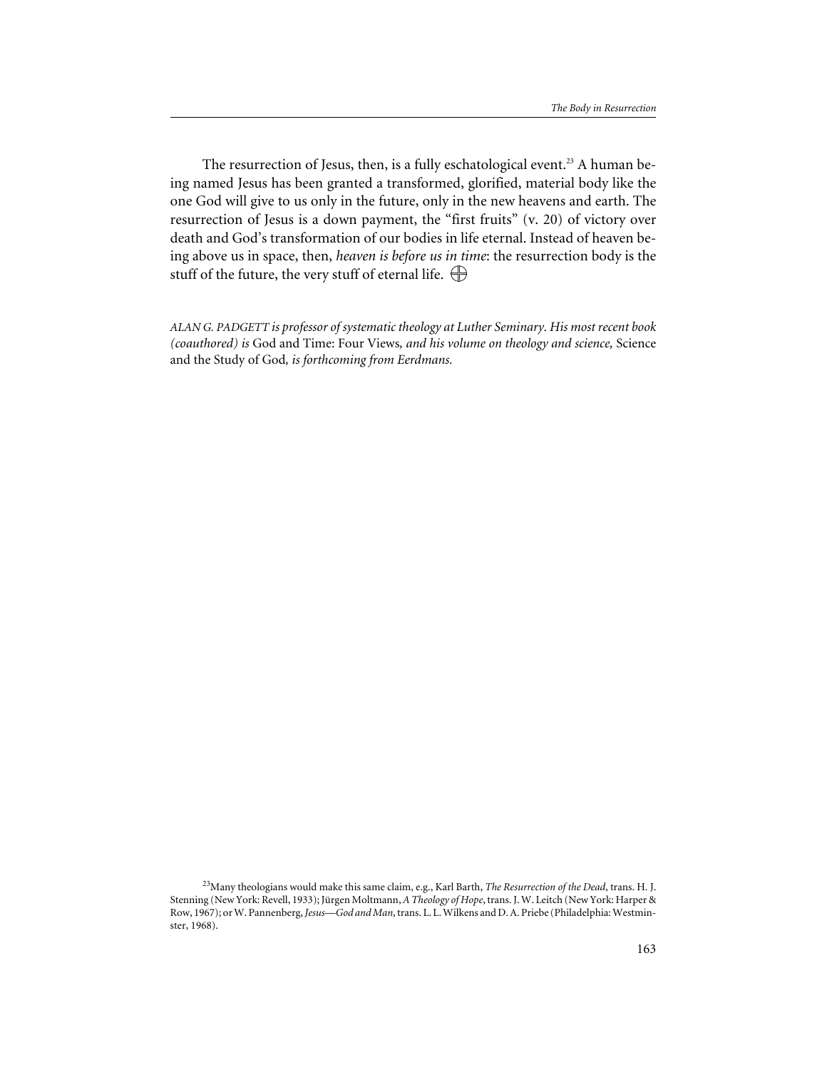The resurrection of Jesus, then, is a fully eschatological event.[23] A human being named Jesus has been granted a transformed, glorified, material body like the one God will give to us only in the future, only in the new heavens and earth. The resurrection of Jesus is a down payment, the "first fruits" (v. 20) of victory over death and God's transformation of our bodies in life eternal. Instead of heaven being above us in space, then, *heaven is before us in time*: the resurrection body is the stuff of the future, the very stuff of eternal life. ⊕

*ALAN G. PADGETT is professor of systematic theology at Luther Seminary. His most recent book (coauthored) is* God and Time: Four Views*, and his volume on theology and science,* Science and the Study of God*, is forthcoming from Eerdmans.*

[23]Many theologians would make this same claim, e.g., Karl Barth, *The Resurrection of the Dead*, trans. H. J. Stenning (New York: Revell, 1933); Jürgen Moltmann, *A Theology of Hope*, trans. J. W. Leitch (New York: Harper & Row, 1967); or W. Pannenberg, *Jesus—God and Man*, trans. L. L. Wilkens and D. A. Priebe (Philadelphia: Westminster, 1968).